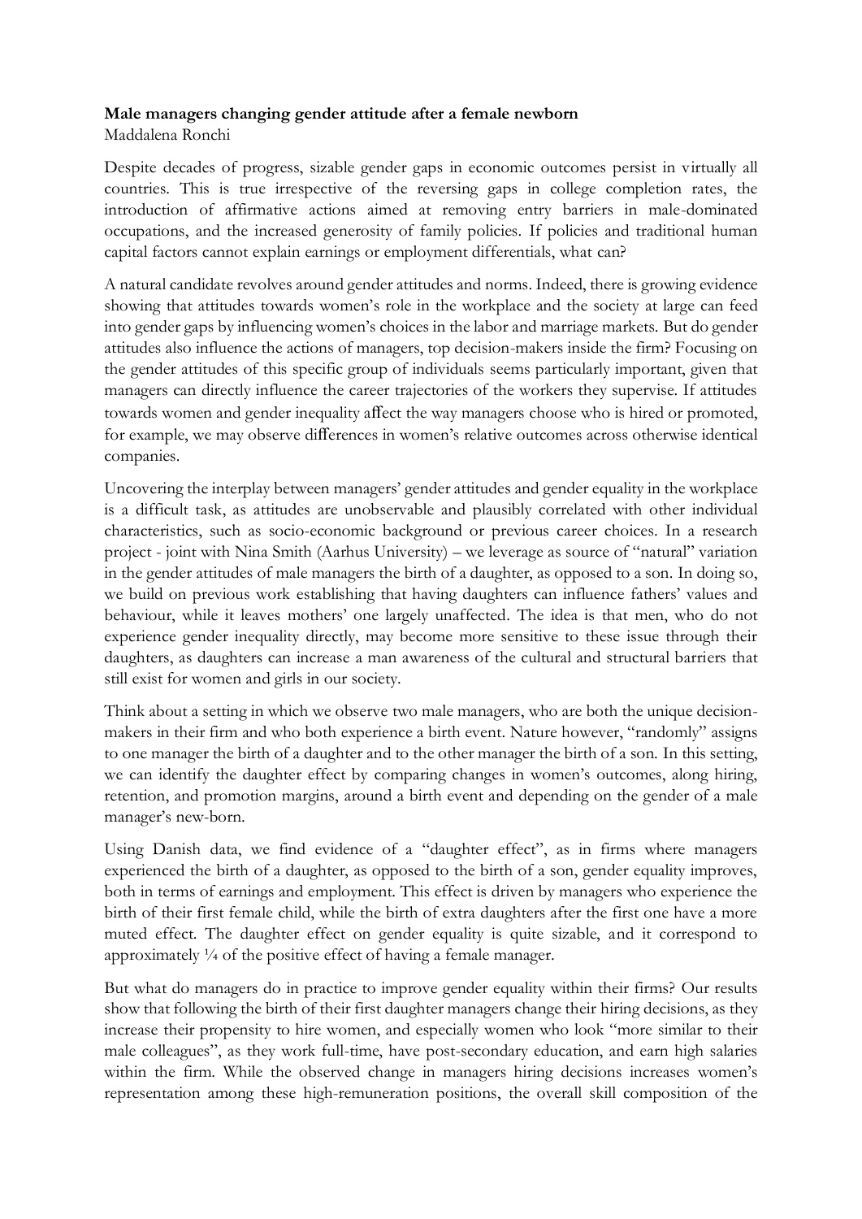**Male managers changing gender attitude after a female newborn**
Maddalena Ronchi

Despite decades of progress, sizable gender gaps in economic outcomes persist in virtually all countries. This is true irrespective of the reversing gaps in college completion rates, the introduction of affirmative actions aimed at removing entry barriers in male-dominated occupations, and the increased generosity of family policies. If policies and traditional human capital factors cannot explain earnings or employment differentials, what can?

A natural candidate revolves around gender attitudes and norms. Indeed, there is growing evidence showing that attitudes towards women's role in the workplace and the society at large can feed into gender gaps by influencing women's choices in the labor and marriage markets. But do gender attitudes also influence the actions of managers, top decision-makers inside the firm? Focusing on the gender attitudes of this specific group of individuals seems particularly important, given that managers can directly influence the career trajectories of the workers they supervise. If attitudes towards women and gender inequality affect the way managers choose who is hired or promoted, for example, we may observe differences in women's relative outcomes across otherwise identical companies.

Uncovering the interplay between managers' gender attitudes and gender equality in the workplace is a difficult task, as attitudes are unobservable and plausibly correlated with other individual characteristics, such as socio-economic background or previous career choices. In a research project - joint with Nina Smith (Aarhus University) – we leverage as source of "natural" variation in the gender attitudes of male managers the birth of a daughter, as opposed to a son. In doing so, we build on previous work establishing that having daughters can influence fathers' values and behaviour, while it leaves mothers' one largely unaffected. The idea is that men, who do not experience gender inequality directly, may become more sensitive to these issue through their daughters, as daughters can increase a man awareness of the cultural and structural barriers that still exist for women and girls in our society.

Think about a setting in which we observe two male managers, who are both the unique decision-makers in their firm and who both experience a birth event. Nature however, "randomly" assigns to one manager the birth of a daughter and to the other manager the birth of a son. In this setting, we can identify the daughter effect by comparing changes in women's outcomes, along hiring, retention, and promotion margins, around a birth event and depending on the gender of a male manager's new-born.

Using Danish data, we find evidence of a "daughter effect", as in firms where managers experienced the birth of a daughter, as opposed to the birth of a son, gender equality improves, both in terms of earnings and employment. This effect is driven by managers who experience the birth of their first female child, while the birth of extra daughters after the first one have a more muted effect. The daughter effect on gender equality is quite sizable, and it correspond to approximately ¼ of the positive effect of having a female manager.

But what do managers do in practice to improve gender equality within their firms? Our results show that following the birth of their first daughter managers change their hiring decisions, as they increase their propensity to hire women, and especially women who look "more similar to their male colleagues", as they work full-time, have post-secondary education, and earn high salaries within the firm. While the observed change in managers hiring decisions increases women's representation among these high-remuneration positions, the overall skill composition of the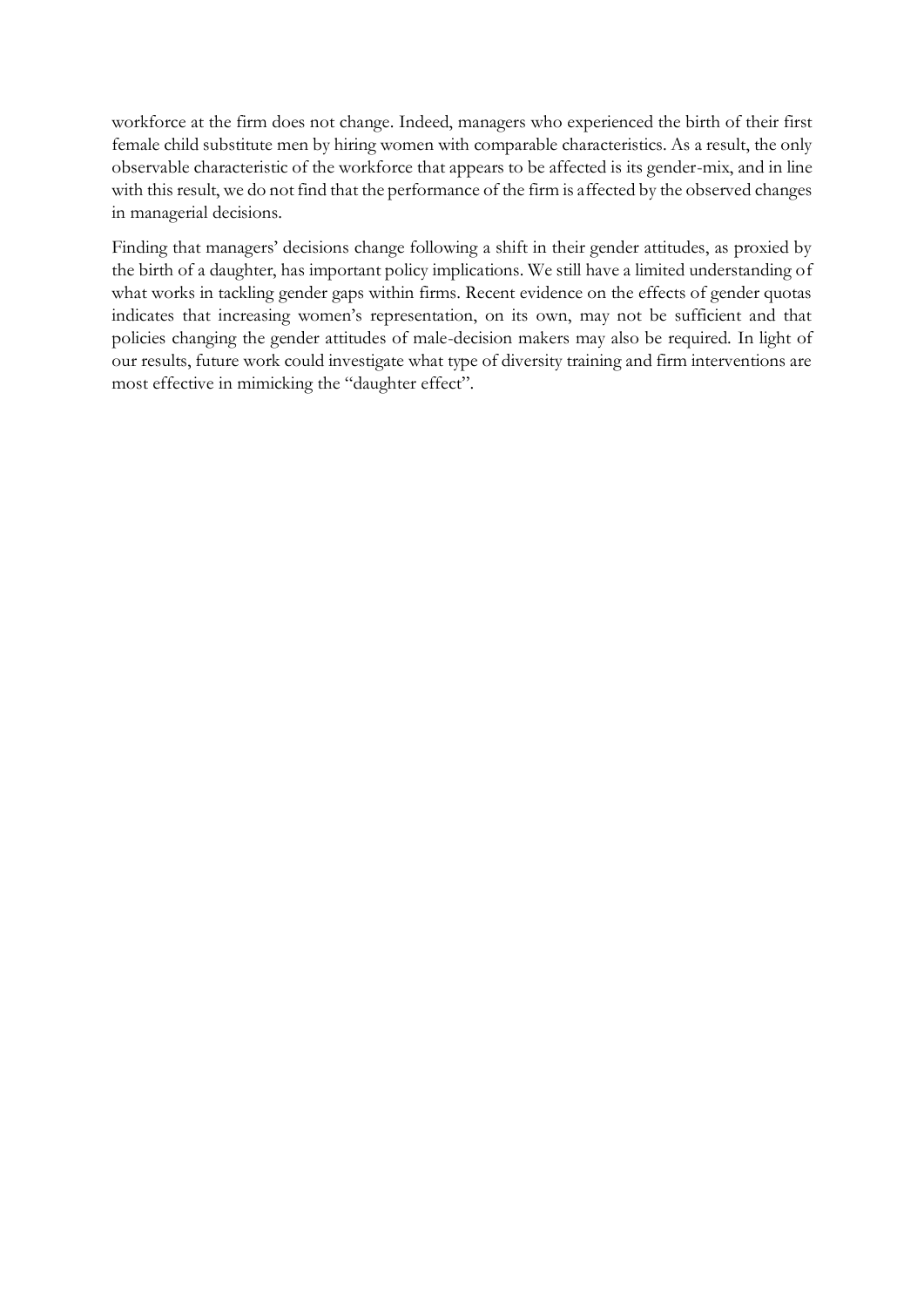workforce at the firm does not change. Indeed, managers who experienced the birth of their first female child substitute men by hiring women with comparable characteristics. As a result, the only observable characteristic of the workforce that appears to be affected is its gender-mix, and in line with this result, we do not find that the performance of the firm is affected by the observed changes in managerial decisions.

Finding that managers' decisions change following a shift in their gender attitudes, as proxied by the birth of a daughter, has important policy implications. We still have a limited understanding of what works in tackling gender gaps within firms. Recent evidence on the effects of gender quotas indicates that increasing women's representation, on its own, may not be sufficient and that policies changing the gender attitudes of male-decision makers may also be required. In light of our results, future work could investigate what type of diversity training and firm interventions are most effective in mimicking the "daughter effect".